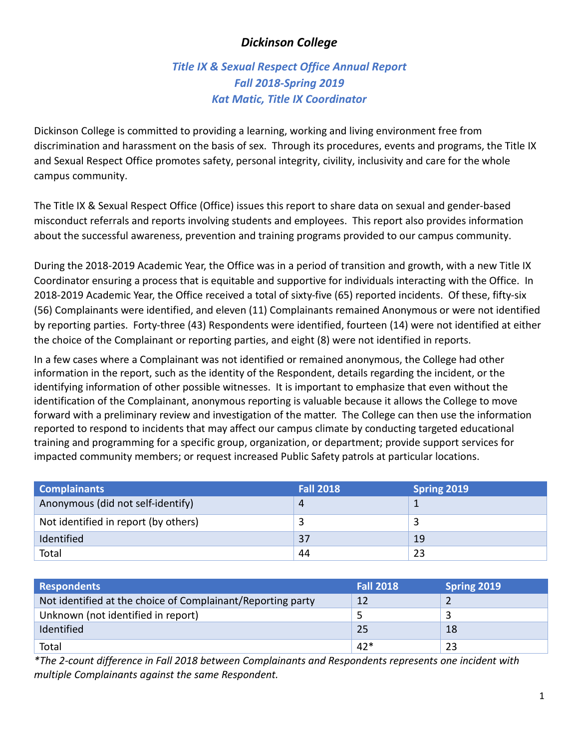# *Dickinson College*

## *Title IX & Sexual Respect Office Annual Report*
## *Fall 2018-Spring 2019*
## *Kat Matic, Title IX Coordinator*

Dickinson College is committed to providing a learning, working and living environment free from discrimination and harassment on the basis of sex. Through its procedures, events and programs, the Title IX and Sexual Respect Office promotes safety, personal integrity, civility, inclusivity and care for the whole campus community.

The Title IX & Sexual Respect Office (Office) issues this report to share data on sexual and gender-based misconduct referrals and reports involving students and employees. This report also provides information about the successful awareness, prevention and training programs provided to our campus community.

During the 2018-2019 Academic Year, the Office was in a period of transition and growth, with a new Title IX Coordinator ensuring a process that is equitable and supportive for individuals interacting with the Office. In 2018-2019 Academic Year, the Office received a total of sixty-five (65) reported incidents. Of these, fifty-six (56) Complainants were identified, and eleven (11) Complainants remained Anonymous or were not identified by reporting parties. Forty-three (43) Respondents were identified, fourteen (14) were not identified at either the choice of the Complainant or reporting parties, and eight (8) were not identified in reports.

In a few cases where a Complainant was not identified or remained anonymous, the College had other information in the report, such as the identity of the Respondent, details regarding the incident, or the identifying information of other possible witnesses. It is important to emphasize that even without the identification of the Complainant, anonymous reporting is valuable because it allows the College to move forward with a preliminary review and investigation of the matter. The College can then use the information reported to respond to incidents that may affect our campus climate by conducting targeted educational training and programming for a specific group, organization, or department; provide support services for impacted community members; or request increased Public Safety patrols at particular locations.

| Complainants | Fall 2018 | Spring 2019 |
|---|---|---|
| Anonymous (did not self-identify) | 4 | 1 |
| Not identified in report (by others) | 3 | 3 |
| Identified | 37 | 19 |
| Total | 44 | 23 |

| Respondents | Fall 2018 | Spring 2019 |
|---|---|---|
| Not identified at the choice of Complainant/Reporting party | 12 | 2 |
| Unknown (not identified in report) | 5 | 3 |
| Identified | 25 | 18 |
| Total | 42* | 23 |

*\*The 2-count difference in Fall 2018 between Complainants and Respondents represents one incident with multiple Complainants against the same Respondent.*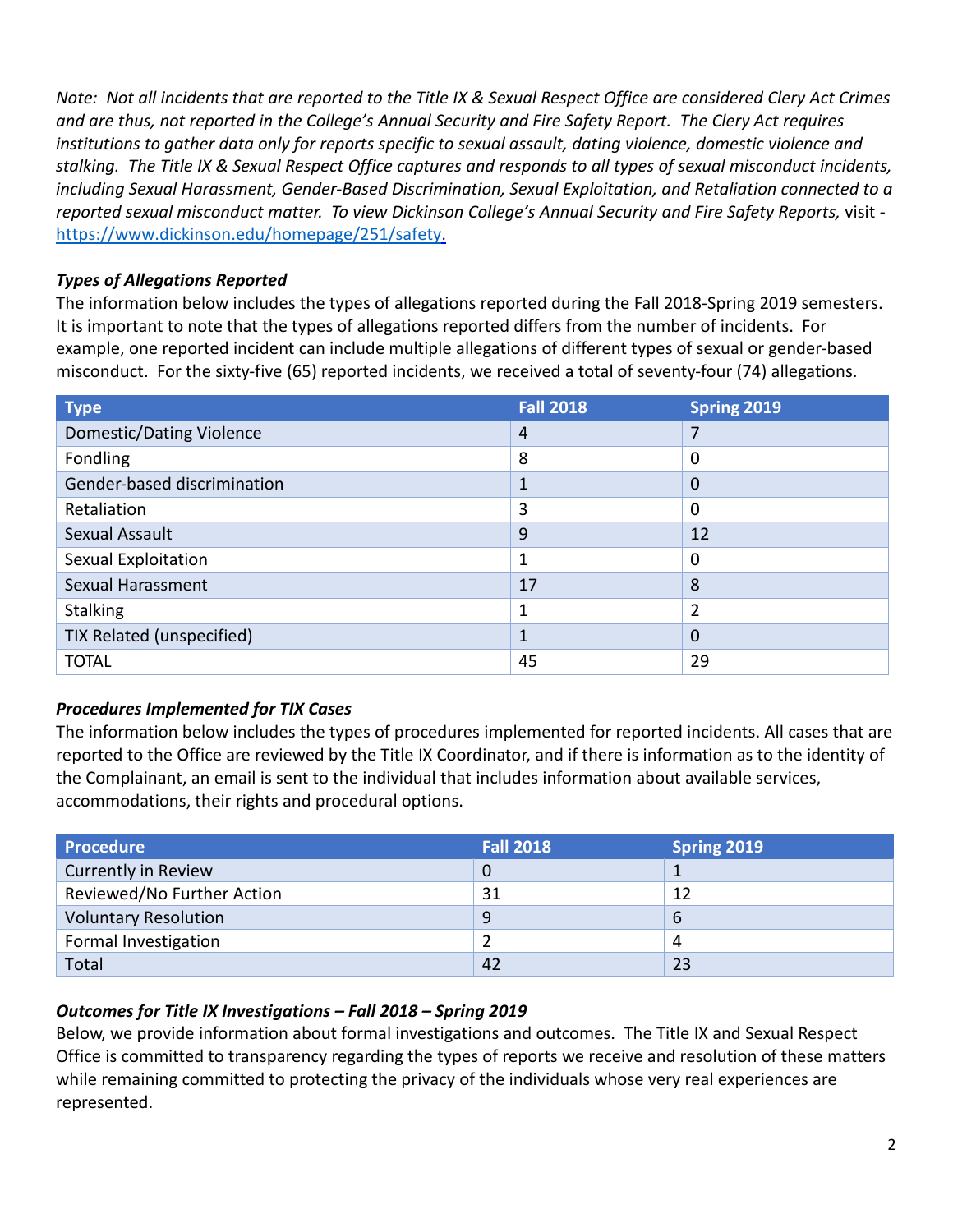*Note: Not all incidents that are reported to the Title IX & Sexual Respect Office are considered Clery Act Crimes and are thus, not reported in the College's Annual Security and Fire Safety Report. The Clery Act requires institutions to gather data only for reports specific to sexual assault, dating violence, domestic violence and stalking. The Title IX & Sexual Respect Office captures and responds to all types of sexual misconduct incidents, including Sexual Harassment, Gender-Based Discrimination, Sexual Exploitation, and Retaliation connected to a reported sexual misconduct matter. To view Dickinson College's Annual Security and Fire Safety Reports,* visit - https://www.dickinson.edu/homepage/251/safety.

***Types of Allegations Reported***

The information below includes the types of allegations reported during the Fall 2018-Spring 2019 semesters. It is important to note that the types of allegations reported differs from the number of incidents. For example, one reported incident can include multiple allegations of different types of sexual or gender-based misconduct. For the sixty-five (65) reported incidents, we received a total of seventy-four (74) allegations.

| Type | Fall 2018 | Spring 2019 |
|---|---|---|
| Domestic/Dating Violence | 4 | 7 |
| Fondling | 8 | 0 |
| Gender-based discrimination | 1 | 0 |
| Retaliation | 3 | 0 |
| Sexual Assault | 9 | 12 |
| Sexual Exploitation | 1 | 0 |
| Sexual Harassment | 17 | 8 |
| Stalking | 1 | 2 |
| TIX Related (unspecified) | 1 | 0 |
| TOTAL | 45 | 29 |

***Procedures Implemented for TIX Cases***

The information below includes the types of procedures implemented for reported incidents. All cases that are reported to the Office are reviewed by the Title IX Coordinator, and if there is information as to the identity of the Complainant, an email is sent to the individual that includes information about available services, accommodations, their rights and procedural options.

| Procedure | Fall 2018 | Spring 2019 |
|---|---|---|
| Currently in Review | 0 | 1 |
| Reviewed/No Further Action | 31 | 12 |
| Voluntary Resolution | 9 | 6 |
| Formal Investigation | 2 | 4 |
| Total | 42 | 23 |

***Outcomes for Title IX Investigations – Fall 2018 – Spring 2019***

Below, we provide information about formal investigations and outcomes. The Title IX and Sexual Respect Office is committed to transparency regarding the types of reports we receive and resolution of these matters while remaining committed to protecting the privacy of the individuals whose very real experiences are represented.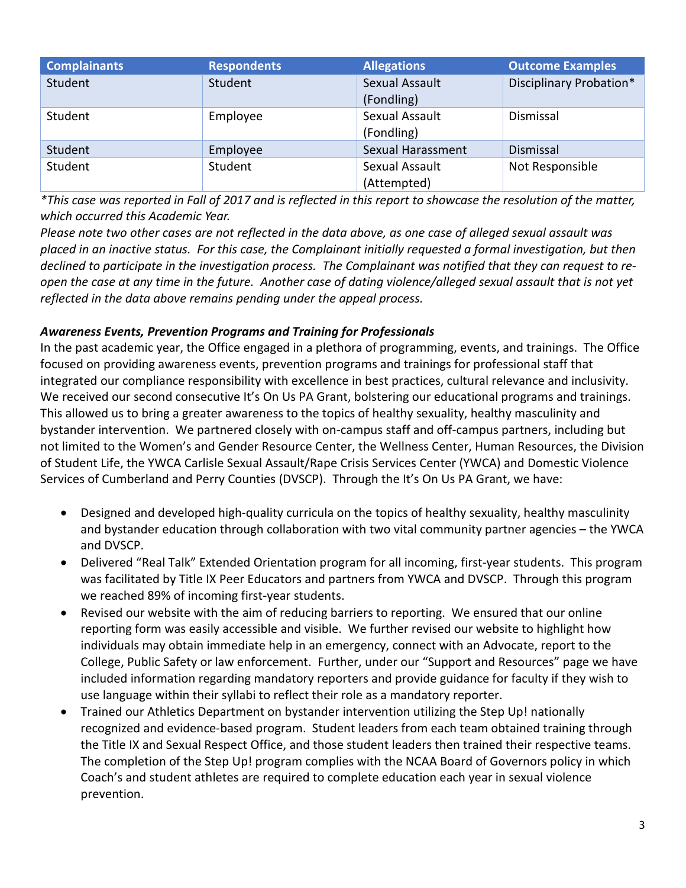| Complainants | Respondents | Allegations | Outcome Examples |
| --- | --- | --- | --- |
| Student | Student | Sexual Assault (Fondling) | Disciplinary Probation* |
| Student | Employee | Sexual Assault (Fondling) | Dismissal |
| Student | Employee | Sexual Harassment | Dismissal |
| Student | Student | Sexual Assault (Attempted) | Not Responsible |

*\*This case was reported in Fall of 2017 and is reflected in this report to showcase the resolution of the matter, which occurred this Academic Year.*

*Please note two other cases are not reflected in the data above, as one case of alleged sexual assault was placed in an inactive status. For this case, the Complainant initially requested a formal investigation, but then declined to participate in the investigation process. The Complainant was notified that they can request to re-open the case at any time in the future. Another case of dating violence/alleged sexual assault that is not yet reflected in the data above remains pending under the appeal process.*

***Awareness Events, Prevention Programs and Training for Professionals***

In the past academic year, the Office engaged in a plethora of programming, events, and trainings. The Office focused on providing awareness events, prevention programs and trainings for professional staff that integrated our compliance responsibility with excellence in best practices, cultural relevance and inclusivity. We received our second consecutive It's On Us PA Grant, bolstering our educational programs and trainings. This allowed us to bring a greater awareness to the topics of healthy sexuality, healthy masculinity and bystander intervention. We partnered closely with on-campus staff and off-campus partners, including but not limited to the Women's and Gender Resource Center, the Wellness Center, Human Resources, the Division of Student Life, the YWCA Carlisle Sexual Assault/Rape Crisis Services Center (YWCA) and Domestic Violence Services of Cumberland and Perry Counties (DVSCP). Through the It's On Us PA Grant, we have:

- Designed and developed high-quality curricula on the topics of healthy sexuality, healthy masculinity and bystander education through collaboration with two vital community partner agencies – the YWCA and DVSCP.
- Delivered "Real Talk" Extended Orientation program for all incoming, first-year students. This program was facilitated by Title IX Peer Educators and partners from YWCA and DVSCP. Through this program we reached 89% of incoming first-year students.
- Revised our website with the aim of reducing barriers to reporting. We ensured that our online reporting form was easily accessible and visible. We further revised our website to highlight how individuals may obtain immediate help in an emergency, connect with an Advocate, report to the College, Public Safety or law enforcement. Further, under our "Support and Resources" page we have included information regarding mandatory reporters and provide guidance for faculty if they wish to use language within their syllabi to reflect their role as a mandatory reporter.
- Trained our Athletics Department on bystander intervention utilizing the Step Up! nationally recognized and evidence-based program. Student leaders from each team obtained training through the Title IX and Sexual Respect Office, and those student leaders then trained their respective teams. The completion of the Step Up! program complies with the NCAA Board of Governors policy in which Coach's and student athletes are required to complete education each year in sexual violence prevention.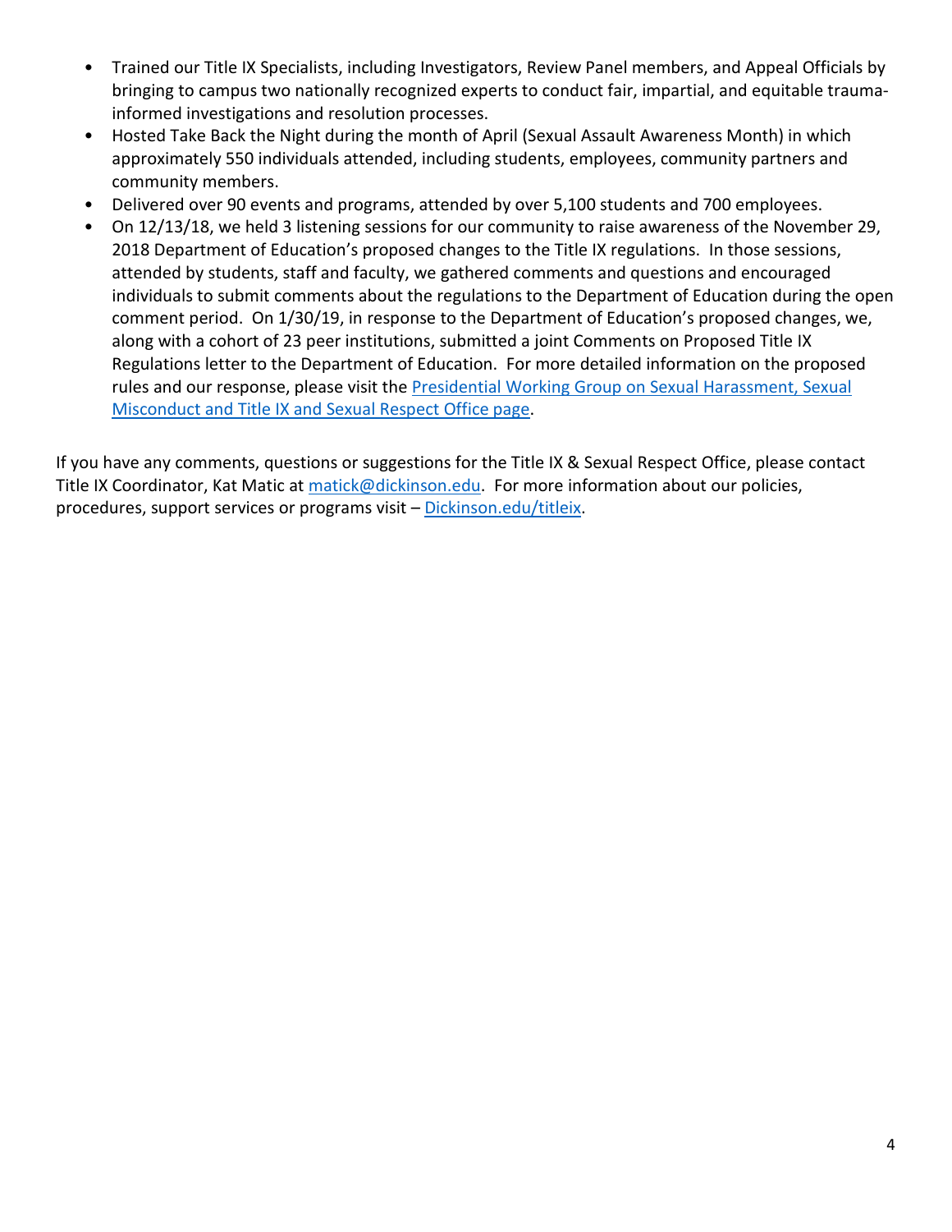- Trained our Title IX Specialists, including Investigators, Review Panel members, and Appeal Officials by bringing to campus two nationally recognized experts to conduct fair, impartial, and equitable trauma-informed investigations and resolution processes.
- Hosted Take Back the Night during the month of April (Sexual Assault Awareness Month) in which approximately 550 individuals attended, including students, employees, community partners and community members.
- Delivered over 90 events and programs, attended by over 5,100 students and 700 employees.
- On 12/13/18, we held 3 listening sessions for our community to raise awareness of the November 29, 2018 Department of Education's proposed changes to the Title IX regulations. In those sessions, attended by students, staff and faculty, we gathered comments and questions and encouraged individuals to submit comments about the regulations to the Department of Education during the open comment period. On 1/30/19, in response to the Department of Education's proposed changes, we, along with a cohort of 23 peer institutions, submitted a joint Comments on Proposed Title IX Regulations letter to the Department of Education. For more detailed information on the proposed rules and our response, please visit the Presidential Working Group on Sexual Harassment, Sexual Misconduct and Title IX and Sexual Respect Office page.

If you have any comments, questions or suggestions for the Title IX & Sexual Respect Office, please contact Title IX Coordinator, Kat Matic at matick@dickinson.edu. For more information about our policies, procedures, support services or programs visit – Dickinson.edu/titleix.